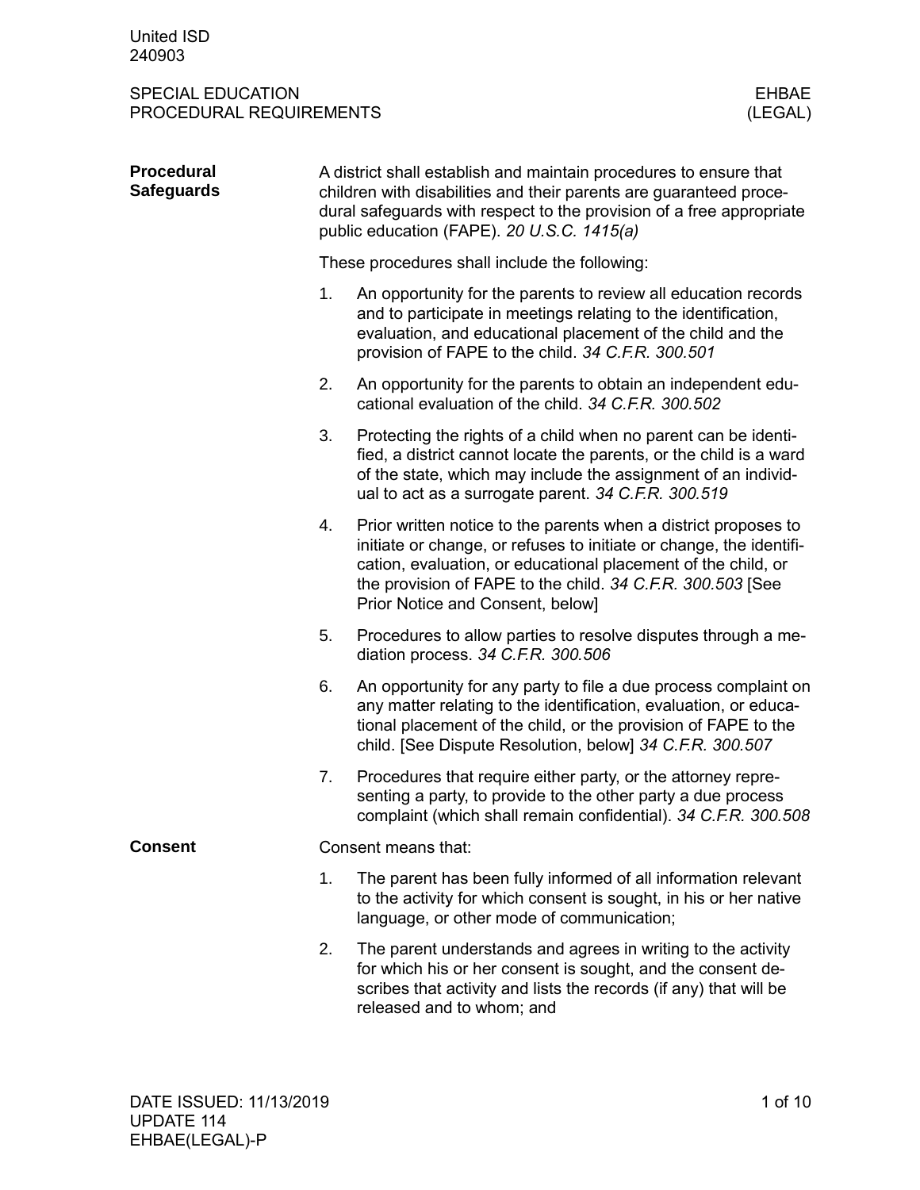United ISD
240903

SPECIAL EDUCATION
PROCEDURAL REQUIREMENTS

EHBAE
(LEGAL)

## Procedural Safeguards

A district shall establish and maintain procedures to ensure that children with disabilities and their parents are guaranteed procedural safeguards with respect to the provision of a free appropriate public education (FAPE). *20 U.S.C. 1415(a)*

These procedures shall include the following:

1. An opportunity for the parents to review all education records and to participate in meetings relating to the identification, evaluation, and educational placement of the child and the provision of FAPE to the child. *34 C.F.R. 300.501*
2. An opportunity for the parents to obtain an independent educational evaluation of the child. *34 C.F.R. 300.502*
3. Protecting the rights of a child when no parent can be identified, a district cannot locate the parents, or the child is a ward of the state, which may include the assignment of an individual to act as a surrogate parent. *34 C.F.R. 300.519*
4. Prior written notice to the parents when a district proposes to initiate or change, or refuses to initiate or change, the identification, evaluation, or educational placement of the child, or the provision of FAPE to the child. *34 C.F.R. 300.503* [See Prior Notice and Consent, below]
5. Procedures to allow parties to resolve disputes through a mediation process. *34 C.F.R. 300.506*
6. An opportunity for any party to file a due process complaint on any matter relating to the identification, evaluation, or educational placement of the child, or the provision of FAPE to the child. [See Dispute Resolution, below] *34 C.F.R. 300.507*
7. Procedures that require either party, or the attorney representing a party, to provide to the other party a due process complaint (which shall remain confidential). *34 C.F.R. 300.508*

## Consent

Consent means that:

1. The parent has been fully informed of all information relevant to the activity for which consent is sought, in his or her native language, or other mode of communication;
2. The parent understands and agrees in writing to the activity for which his or her consent is sought, and the consent describes that activity and lists the records (if any) that will be released and to whom; and

DATE ISSUED: 11/13/2019
UPDATE 114
EHBAE(LEGAL)-P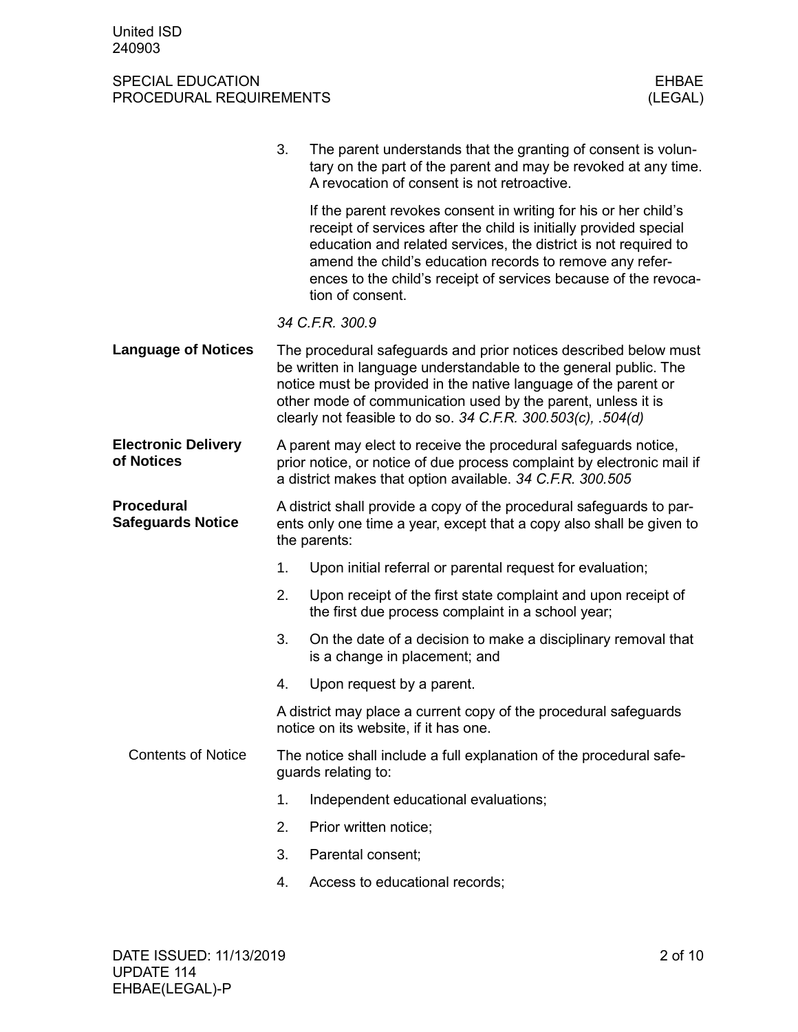3. The parent understands that the granting of consent is voluntary on the part of the parent and may be revoked at any time. A revocation of consent is not retroactive.

   If the parent revokes consent in writing for his or her child's receipt of services after the child is initially provided special education and related services, the district is not required to amend the child's education records to remove any references to the child's receipt of services because of the revocation of consent.

*34 C.F.R. 300.9*

## Language of Notices

The procedural safeguards and prior notices described below must be written in language understandable to the general public. The notice must be provided in the native language of the parent or other mode of communication used by the parent, unless it is clearly not feasible to do so. *34 C.F.R. 300.503(c), .504(d)*

## Electronic Delivery of Notices

A parent may elect to receive the procedural safeguards notice, prior notice, or notice of due process complaint by electronic mail if a district makes that option available. *34 C.F.R. 300.505*

## Procedural Safeguards Notice

A district shall provide a copy of the procedural safeguards to parents only one time a year, except that a copy also shall be given to the parents:

1. Upon initial referral or parental request for evaluation;
2. Upon receipt of the first state complaint and upon receipt of the first due process complaint in a school year;
3. On the date of a decision to make a disciplinary removal that is a change in placement; and
4. Upon request by a parent.

A district may place a current copy of the procedural safeguards notice on its website, if it has one.

### Contents of Notice

The notice shall include a full explanation of the procedural safeguards relating to:

1. Independent educational evaluations;
2. Prior written notice;
3. Parental consent;
4. Access to educational records;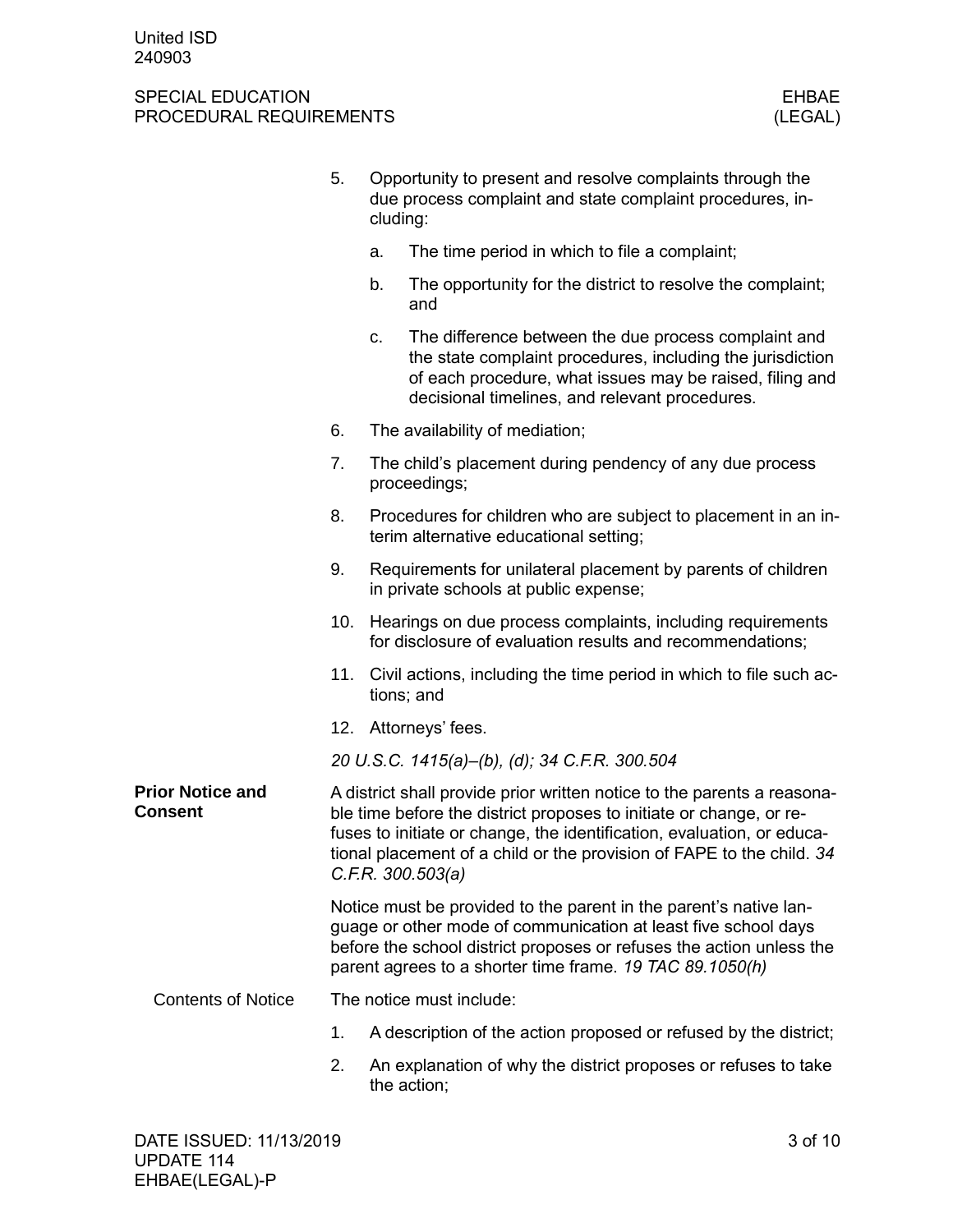5. Opportunity to present and resolve complaints through the due process complaint and state complaint procedures, including:

    a. The time period in which to file a complaint;

    b. The opportunity for the district to resolve the complaint; and

    c. The difference between the due process complaint and the state complaint procedures, including the jurisdiction of each procedure, what issues may be raised, filing and decisional timelines, and relevant procedures.

6. The availability of mediation;

7. The child's placement during pendency of any due process proceedings;

8. Procedures for children who are subject to placement in an interim alternative educational setting;

9. Requirements for unilateral placement by parents of children in private schools at public expense;

10. Hearings on due process complaints, including requirements for disclosure of evaluation results and recommendations;

11. Civil actions, including the time period in which to file such actions; and

12. Attorneys' fees.

*20 U.S.C. 1415(a)–(b), (d); 34 C.F.R. 300.504*

## Prior Notice and Consent

A district shall provide prior written notice to the parents a reasonable time before the district proposes to initiate or change, or refuses to initiate or change, the identification, evaluation, or educational placement of a child or the provision of FAPE to the child. *34 C.F.R. 300.503(a)*

Notice must be provided to the parent in the parent's native language or other mode of communication at least five school days before the school district proposes or refuses the action unless the parent agrees to a shorter time frame. *19 TAC 89.1050(h)*

### Contents of Notice

The notice must include:

1. A description of the action proposed or refused by the district;

2. An explanation of why the district proposes or refuses to take the action;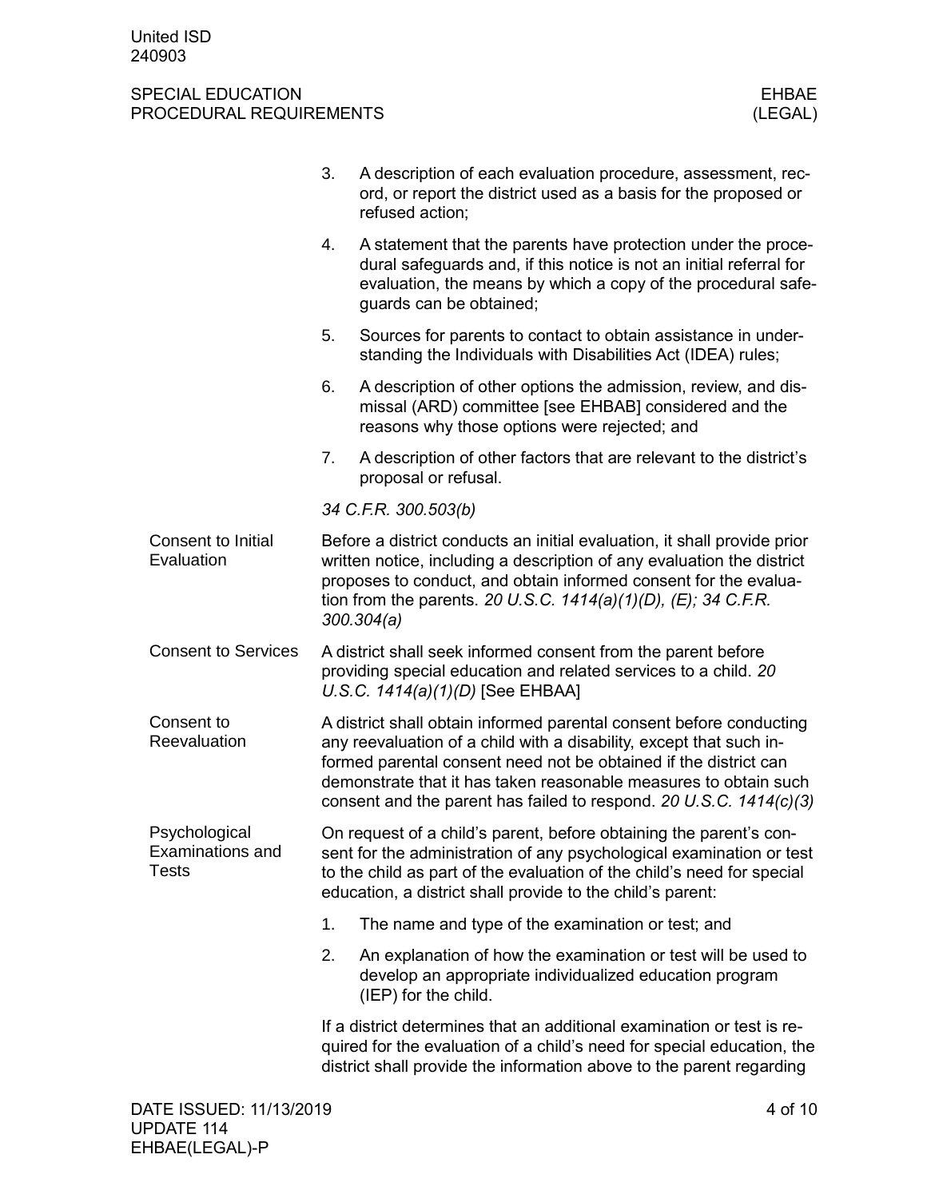3. A description of each evaluation procedure, assessment, record, or report the district used as a basis for the proposed or refused action;
4. A statement that the parents have protection under the procedural safeguards and, if this notice is not an initial referral for evaluation, the means by which a copy of the procedural safeguards can be obtained;
5. Sources for parents to contact to obtain assistance in understanding the Individuals with Disabilities Act (IDEA) rules;
6. A description of other options the admission, review, and dismissal (ARD) committee [see EHBAB] considered and the reasons why those options were rejected; and
7. A description of other factors that are relevant to the district's proposal or refusal.

*34 C.F.R. 300.503(b)*

## Consent to Initial Evaluation

Before a district conducts an initial evaluation, it shall provide prior written notice, including a description of any evaluation the district proposes to conduct, and obtain informed consent for the evaluation from the parents. *20 U.S.C. 1414(a)(1)(D), (E); 34 C.F.R. 300.304(a)*

## Consent to Services

A district shall seek informed consent from the parent before providing special education and related services to a child. *20 U.S.C. 1414(a)(1)(D)* [See EHBAA]

## Consent to Reevaluation

A district shall obtain informed parental consent before conducting any reevaluation of a child with a disability, except that such informed parental consent need not be obtained if the district can demonstrate that it has taken reasonable measures to obtain such consent and the parent has failed to respond. *20 U.S.C. 1414(c)(3)*

## Psychological Examinations and Tests

On request of a child's parent, before obtaining the parent's consent for the administration of any psychological examination or test to the child as part of the evaluation of the child's need for special education, a district shall provide to the child's parent:

1. The name and type of the examination or test; and
2. An explanation of how the examination or test will be used to develop an appropriate individualized education program (IEP) for the child.

If a district determines that an additional examination or test is required for the evaluation of a child's need for special education, the district shall provide the information above to the parent regarding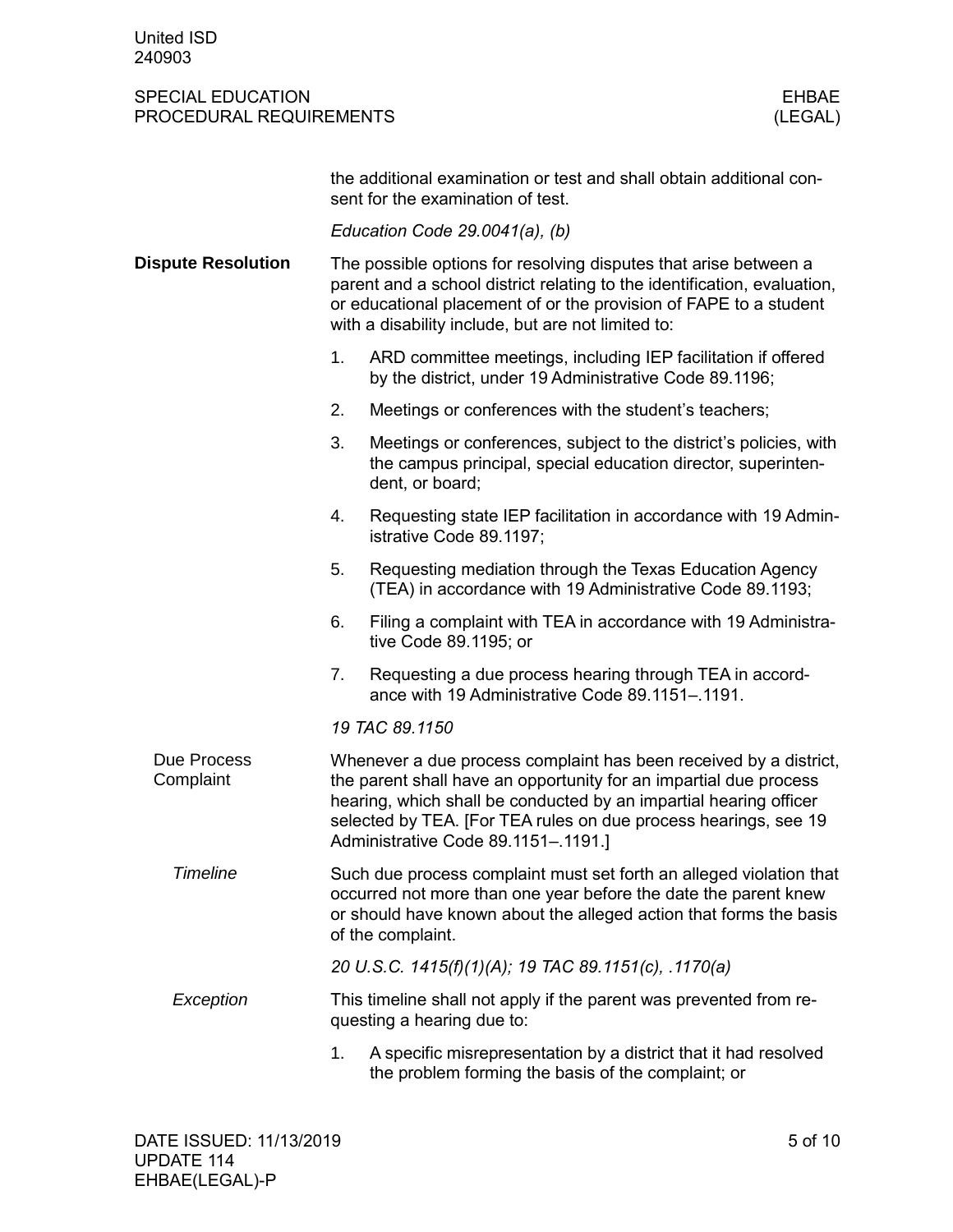the additional examination or test and shall obtain additional consent for the examination of test.

*Education Code 29.0041(a), (b)*

## Dispute Resolution

The possible options for resolving disputes that arise between a parent and a school district relating to the identification, evaluation, or educational placement of or the provision of FAPE to a student with a disability include, but are not limited to:

1. ARD committee meetings, including IEP facilitation if offered by the district, under 19 Administrative Code 89.1196;
2. Meetings or conferences with the student's teachers;
3. Meetings or conferences, subject to the district's policies, with the campus principal, special education director, superintendent, or board;
4. Requesting state IEP facilitation in accordance with 19 Administrative Code 89.1197;
5. Requesting mediation through the Texas Education Agency (TEA) in accordance with 19 Administrative Code 89.1193;
6. Filing a complaint with TEA in accordance with 19 Administrative Code 89.1195; or
7. Requesting a due process hearing through TEA in accordance with 19 Administrative Code 89.1151–.1191.

*19 TAC 89.1150*

### Due Process Complaint

Whenever a due process complaint has been received by a district, the parent shall have an opportunity for an impartial due process hearing, which shall be conducted by an impartial hearing officer selected by TEA. [For TEA rules on due process hearings, see 19 Administrative Code 89.1151–.1191.]

#### *Timeline*

Such due process complaint must set forth an alleged violation that occurred not more than one year before the date the parent knew or should have known about the alleged action that forms the basis of the complaint.

*20 U.S.C. 1415(f)(1)(A); 19 TAC 89.1151(c), .1170(a)*

#### *Exception*

This timeline shall not apply if the parent was prevented from requesting a hearing due to:

1. A specific misrepresentation by a district that it had resolved the problem forming the basis of the complaint; or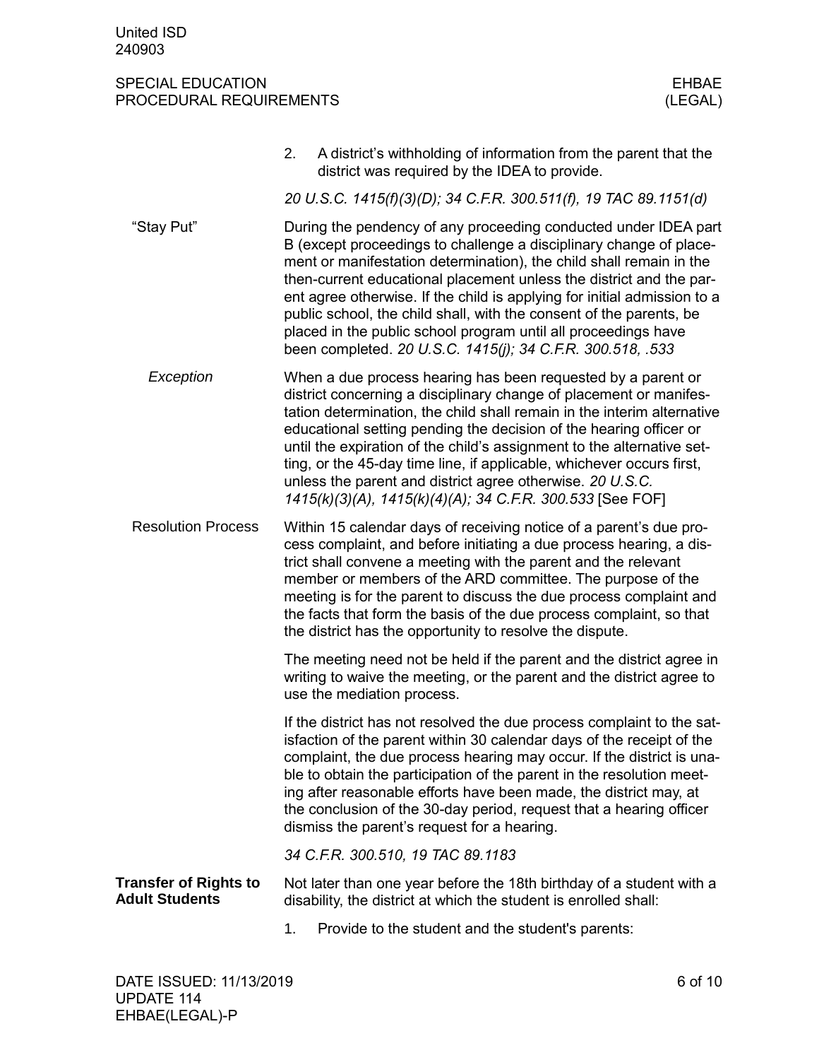2. A district's withholding of information from the parent that the district was required by the IDEA to provide.

*20 U.S.C. 1415(f)(3)(D); 34 C.F.R. 300.511(f), 19 TAC 89.1151(d)*

### "Stay Put"

During the pendency of any proceeding conducted under IDEA part B (except proceedings to challenge a disciplinary change of placement or manifestation determination), the child shall remain in the then-current educational placement unless the district and the parent agree otherwise. If the child is applying for initial admission to a public school, the child shall, with the consent of the parents, be placed in the public school program until all proceedings have been completed. *20 U.S.C. 1415(j); 34 C.F.R. 300.518, .533*

#### *Exception*

When a due process hearing has been requested by a parent or district concerning a disciplinary change of placement or manifestation determination, the child shall remain in the interim alternative educational setting pending the decision of the hearing officer or until the expiration of the child's assignment to the alternative setting, or the 45-day time line, if applicable, whichever occurs first, unless the parent and district agree otherwise. *20 U.S.C. 1415(k)(3)(A), 1415(k)(4)(A); 34 C.F.R. 300.533* [See FOF]

### Resolution Process

Within 15 calendar days of receiving notice of a parent's due process complaint, and before initiating a due process hearing, a district shall convene a meeting with the parent and the relevant member or members of the ARD committee. The purpose of the meeting is for the parent to discuss the due process complaint and the facts that form the basis of the due process complaint, so that the district has the opportunity to resolve the dispute.

The meeting need not be held if the parent and the district agree in writing to waive the meeting, or the parent and the district agree to use the mediation process.

If the district has not resolved the due process complaint to the satisfaction of the parent within 30 calendar days of the receipt of the complaint, the due process hearing may occur. If the district is unable to obtain the participation of the parent in the resolution meeting after reasonable efforts have been made, the district may, at the conclusion of the 30-day period, request that a hearing officer dismiss the parent's request for a hearing.

*34 C.F.R. 300.510, 19 TAC 89.1183*

## Transfer of Rights to Adult Students

Not later than one year before the 18th birthday of a student with a disability, the district at which the student is enrolled shall:

1. Provide to the student and the student's parents: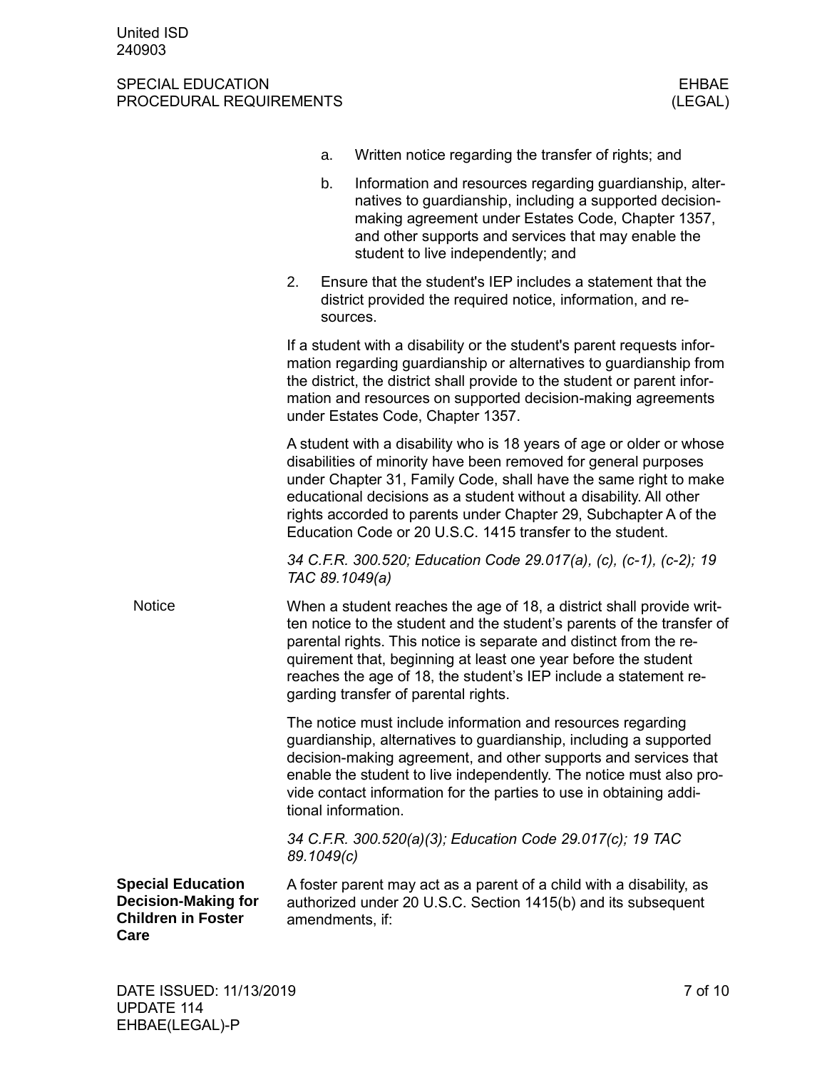a. Written notice regarding the transfer of rights; and

b. Information and resources regarding guardianship, alternatives to guardianship, including a supported decision-making agreement under Estates Code, Chapter 1357, and other supports and services that may enable the student to live independently; and

2. Ensure that the student's IEP includes a statement that the district provided the required notice, information, and resources.

If a student with a disability or the student's parent requests information regarding guardianship or alternatives to guardianship from the district, the district shall provide to the student or parent information and resources on supported decision-making agreements under Estates Code, Chapter 1357.

A student with a disability who is 18 years of age or older or whose disabilities of minority have been removed for general purposes under Chapter 31, Family Code, shall have the same right to make educational decisions as a student without a disability. All other rights accorded to parents under Chapter 29, Subchapter A of the Education Code or 20 U.S.C. 1415 transfer to the student.

*34 C.F.R. 300.520; Education Code 29.017(a), (c), (c-1), (c-2); 19 TAC 89.1049(a)*

## Notice

When a student reaches the age of 18, a district shall provide written notice to the student and the student's parents of the transfer of parental rights. This notice is separate and distinct from the requirement that, beginning at least one year before the student reaches the age of 18, the student's IEP include a statement regarding transfer of parental rights.

The notice must include information and resources regarding guardianship, alternatives to guardianship, including a supported decision-making agreement, and other supports and services that enable the student to live independently. The notice must also provide contact information for the parties to use in obtaining additional information.

*34 C.F.R. 300.520(a)(3); Education Code 29.017(c); 19 TAC 89.1049(c)*

## Special Education Decision-Making for Children in Foster Care

A foster parent may act as a parent of a child with a disability, as authorized under 20 U.S.C. Section 1415(b) and its subsequent amendments, if: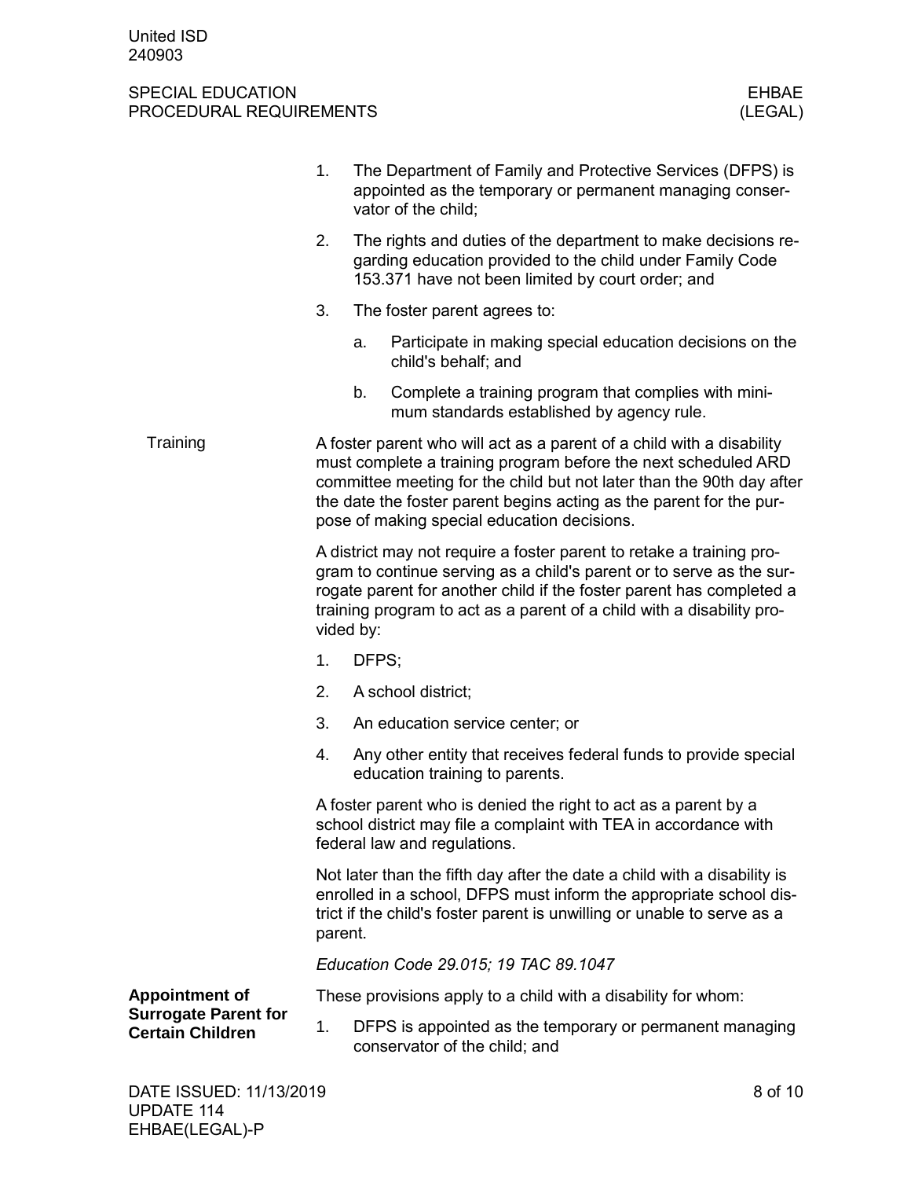1. The Department of Family and Protective Services (DFPS) is appointed as the temporary or permanent managing conservator of the child;
2. The rights and duties of the department to make decisions regarding education provided to the child under Family Code 153.371 have not been limited by court order; and
3. The foster parent agrees to:
   a. Participate in making special education decisions on the child's behalf; and
   b. Complete a training program that complies with minimum standards established by agency rule.

#### Training

A foster parent who will act as a parent of a child with a disability must complete a training program before the next scheduled ARD committee meeting for the child but not later than the 90th day after the date the foster parent begins acting as the parent for the purpose of making special education decisions.

A district may not require a foster parent to retake a training program to continue serving as a child's parent or to serve as the surrogate parent for another child if the foster parent has completed a training program to act as a parent of a child with a disability provided by:

1. DFPS;
2. A school district;
3. An education service center; or
4. Any other entity that receives federal funds to provide special education training to parents.

A foster parent who is denied the right to act as a parent by a school district may file a complaint with TEA in accordance with federal law and regulations.

Not later than the fifth day after the date a child with a disability is enrolled in a school, DFPS must inform the appropriate school district if the child's foster parent is unwilling or unable to serve as a parent.

*Education Code 29.015; 19 TAC 89.1047*

### Appointment of Surrogate Parent for Certain Children

These provisions apply to a child with a disability for whom:

1. DFPS is appointed as the temporary or permanent managing conservator of the child; and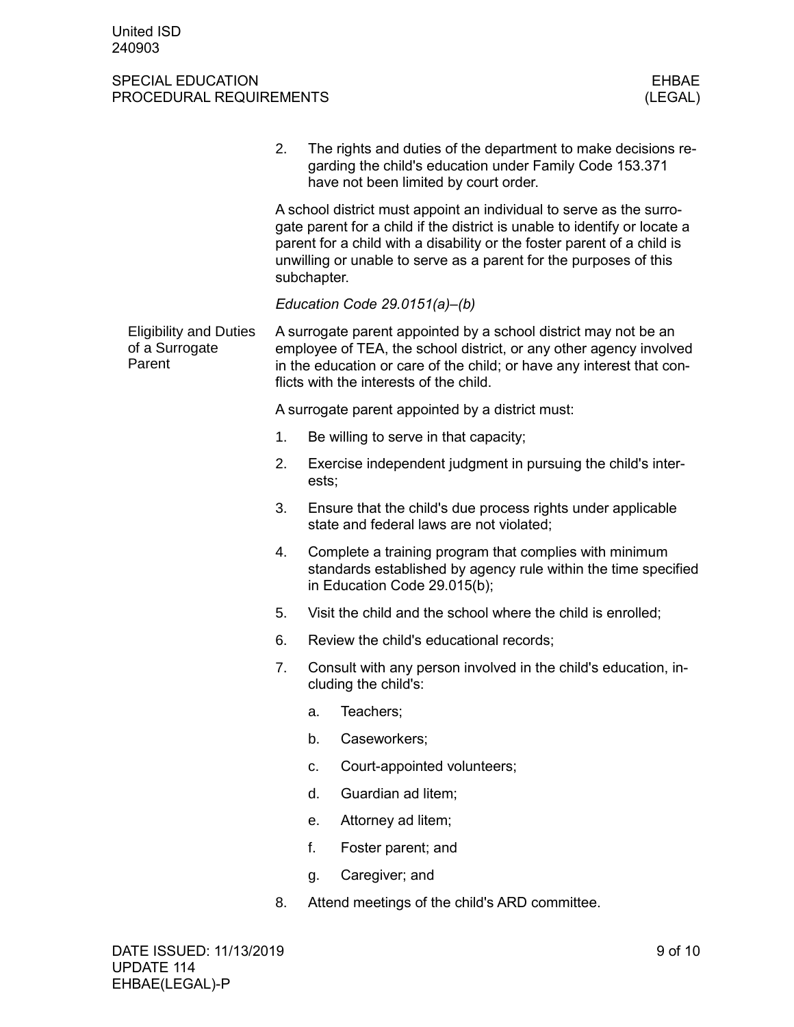2. The rights and duties of the department to make decisions regarding the child's education under Family Code 153.371 have not been limited by court order.

A school district must appoint an individual to serve as the surrogate parent for a child if the district is unable to identify or locate a parent for a child with a disability or the foster parent of a child is unwilling or unable to serve as a parent for the purposes of this subchapter.

*Education Code 29.0151(a)–(b)*

### Eligibility and Duties of a Surrogate Parent

A surrogate parent appointed by a school district may not be an employee of TEA, the school district, or any other agency involved in the education or care of the child; or have any interest that conflicts with the interests of the child.

A surrogate parent appointed by a district must:

1. Be willing to serve in that capacity;
2. Exercise independent judgment in pursuing the child's interests;
3. Ensure that the child's due process rights under applicable state and federal laws are not violated;
4. Complete a training program that complies with minimum standards established by agency rule within the time specified in Education Code 29.015(b);
5. Visit the child and the school where the child is enrolled;
6. Review the child's educational records;
7. Consult with any person involved in the child's education, including the child's:
    a. Teachers;
    b. Caseworkers;
    c. Court-appointed volunteers;
    d. Guardian ad litem;
    e. Attorney ad litem;
    f. Foster parent; and
    g. Caregiver; and
8. Attend meetings of the child's ARD committee.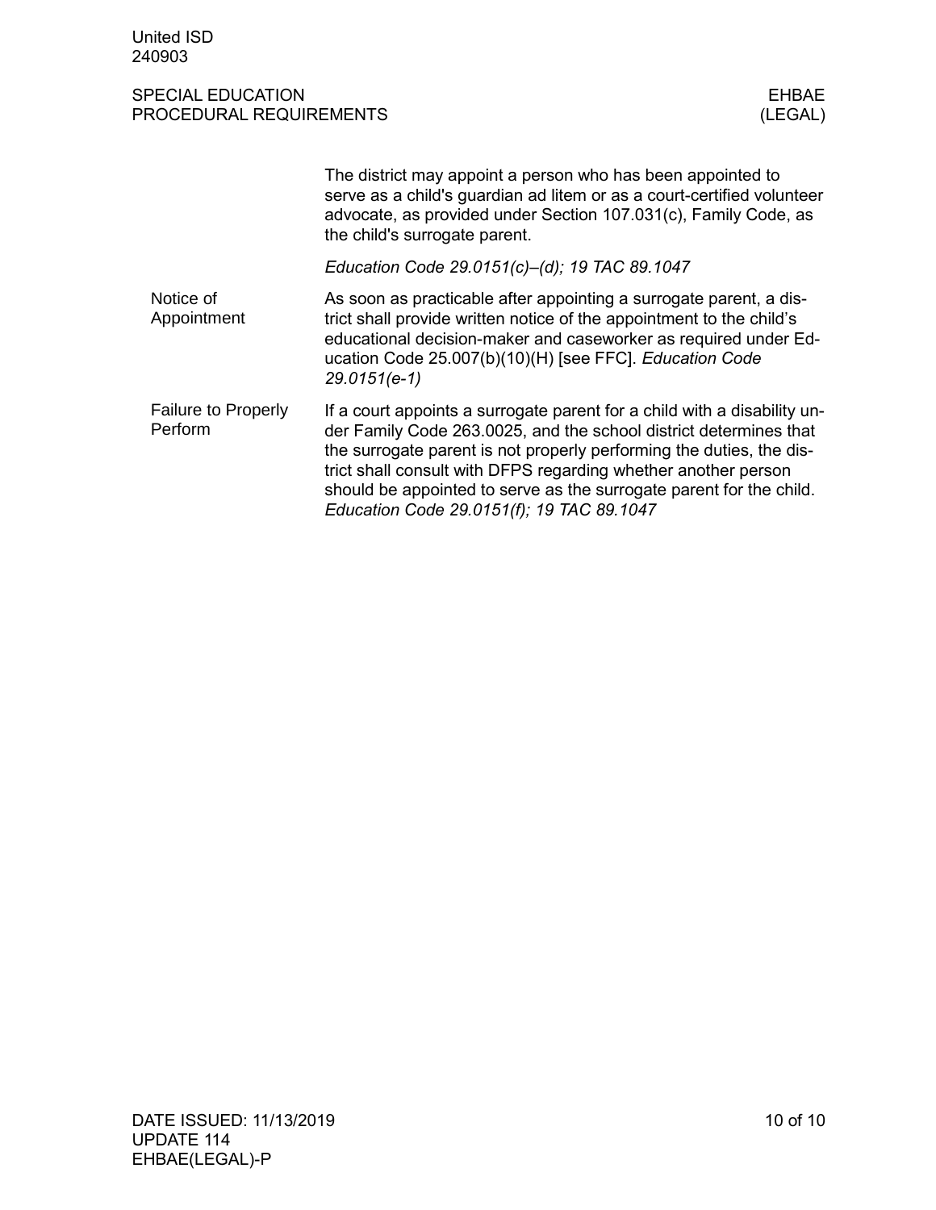The district may appoint a person who has been appointed to serve as a child's guardian ad litem or as a court-certified volunteer advocate, as provided under Section 107.031(c), Family Code, as the child's surrogate parent.

*Education Code 29.0151(c)–(d); 19 TAC 89.1047*

#### Notice of Appointment

As soon as practicable after appointing a surrogate parent, a district shall provide written notice of the appointment to the child's educational decision-maker and caseworker as required under Education Code 25.007(b)(10)(H) [see FFC]. *Education Code 29.0151(e-1)*

#### Failure to Properly Perform

If a court appoints a surrogate parent for a child with a disability under Family Code 263.0025, and the school district determines that the surrogate parent is not properly performing the duties, the district shall consult with DFPS regarding whether another person should be appointed to serve as the surrogate parent for the child. *Education Code 29.0151(f); 19 TAC 89.1047*